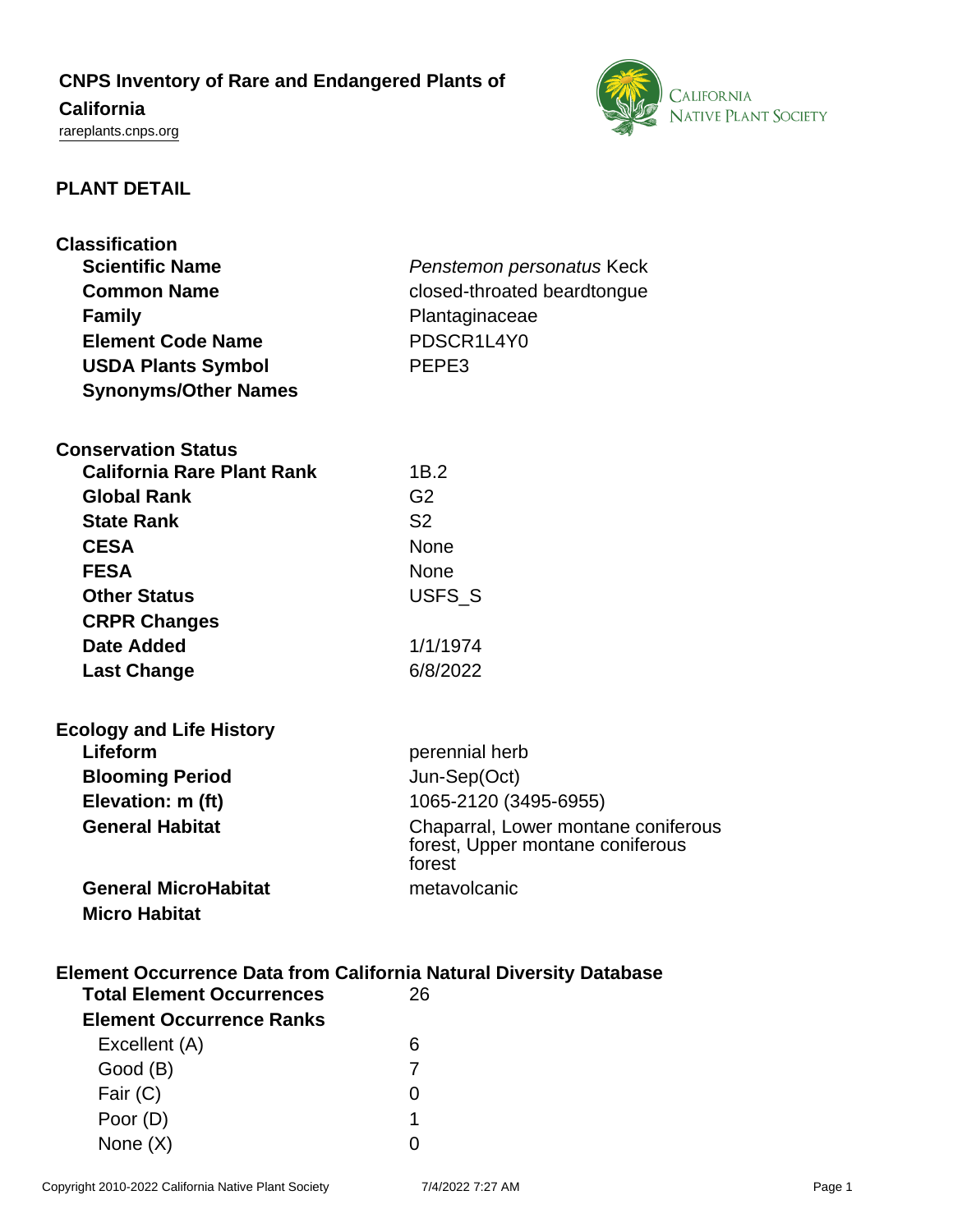# CNPS Inventory of Rare and Endangered Plants of California

rareplants.cnps.org

## PLANT DETAIL

### Classification

| | |
|---|---|
| **Scientific Name** | *Penstemon personatus* Keck |
| **Common Name** | closed-throated beardtongue |
| **Family** | Plantaginaceae |
| **Element Code Name** | PDSCR1L4Y0 |
| **USDA Plants Symbol** | PEPE3 |
| **Synonyms/Other Names** | |

### Conservation Status

| | |
|---|---|
| **California Rare Plant Rank** | 1B.2 |
| **Global Rank** | G2 |
| **State Rank** | S2 |
| **CESA** | None |
| **FESA** | None |
| **Other Status** | USFS_S |
| **CRPR Changes** | |
| **Date Added** | 1/1/1974 |
| **Last Change** | 6/8/2022 |

### Ecology and Life History

| | |
|---|---|
| **Lifeform** | perennial herb |
| **Blooming Period** | Jun-Sep(Oct) |
| **Elevation: m (ft)** | 1065-2120 (3495-6955) |
| **General Habitat** | Chaparral, Lower montane coniferous forest, Upper montane coniferous forest |
| **General MicroHabitat** | metavolcanic |
| **Micro Habitat** | |

### Element Occurrence Data from California Natural Diversity Database

| | |
|---|---|
| **Total Element Occurrences** | 26 |
| **Element Occurrence Ranks** | |
| Excellent (A) | 6 |
| Good (B) | 7 |
| Fair (C) | 0 |
| Poor (D) | 1 |
| None (X) | 0 |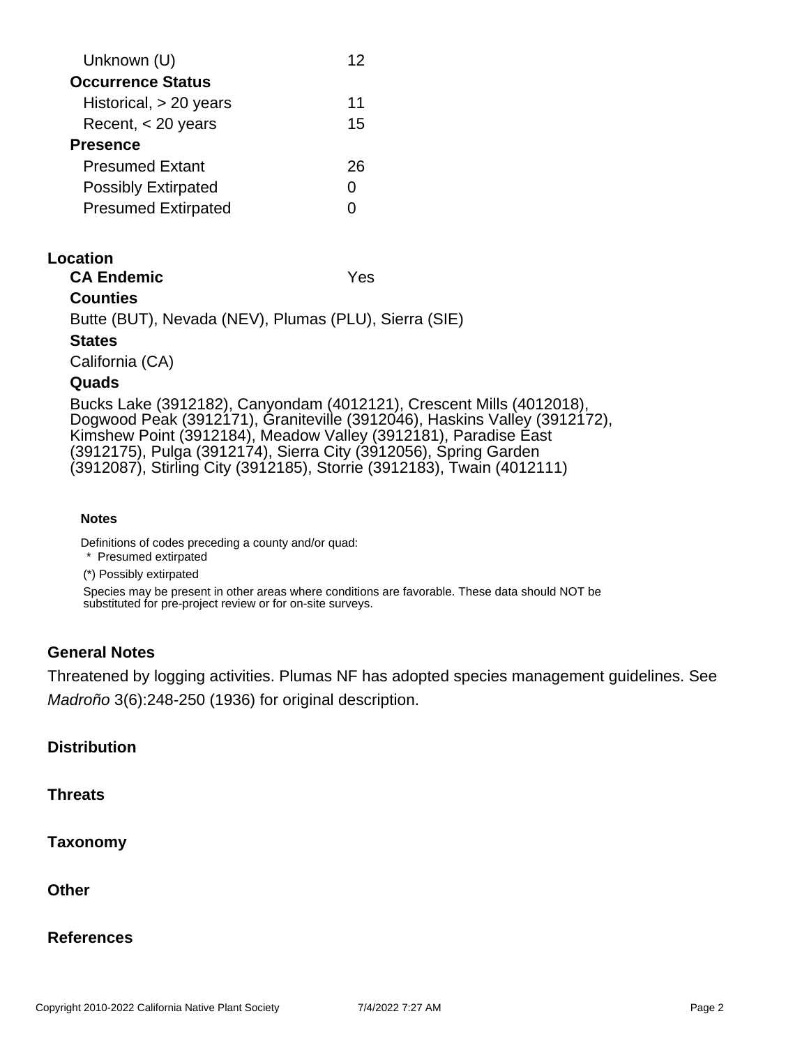| | |
|---|---|
| Unknown (U) | 12 |
| **Occurrence Status** | |
| Historical, > 20 years | 11 |
| Recent, < 20 years | 15 |
| **Presence** | |
| Presumed Extant | 26 |
| Possibly Extirpated | 0 |
| Presumed Extirpated | 0 |

## Location

**CA Endemic** Yes

### Counties

Butte (BUT), Nevada (NEV), Plumas (PLU), Sierra (SIE)

### States

California (CA)

### Quads

Bucks Lake (3912182), Canyondam (4012121), Crescent Mills (4012018), Dogwood Peak (3912171), Graniteville (3912046), Haskins Valley (3912172), Kimshew Point (3912184), Meadow Valley (3912181), Paradise East (3912175), Pulga (3912174), Sierra City (3912056), Spring Garden (3912087), Stirling City (3912185), Storrie (3912183), Twain (4012111)

**Notes**

Definitions of codes preceding a county and/or quad:

* Presumed extirpated

(*) Possibly extirpated

Species may be present in other areas where conditions are favorable. These data should NOT be substituted for pre-project review or for on-site surveys.

## General Notes

Threatened by logging activities. Plumas NF has adopted species management guidelines. See *Madroño* 3(6):248-250 (1936) for original description.

## Distribution

## Threats

## Taxonomy

## Other

## References